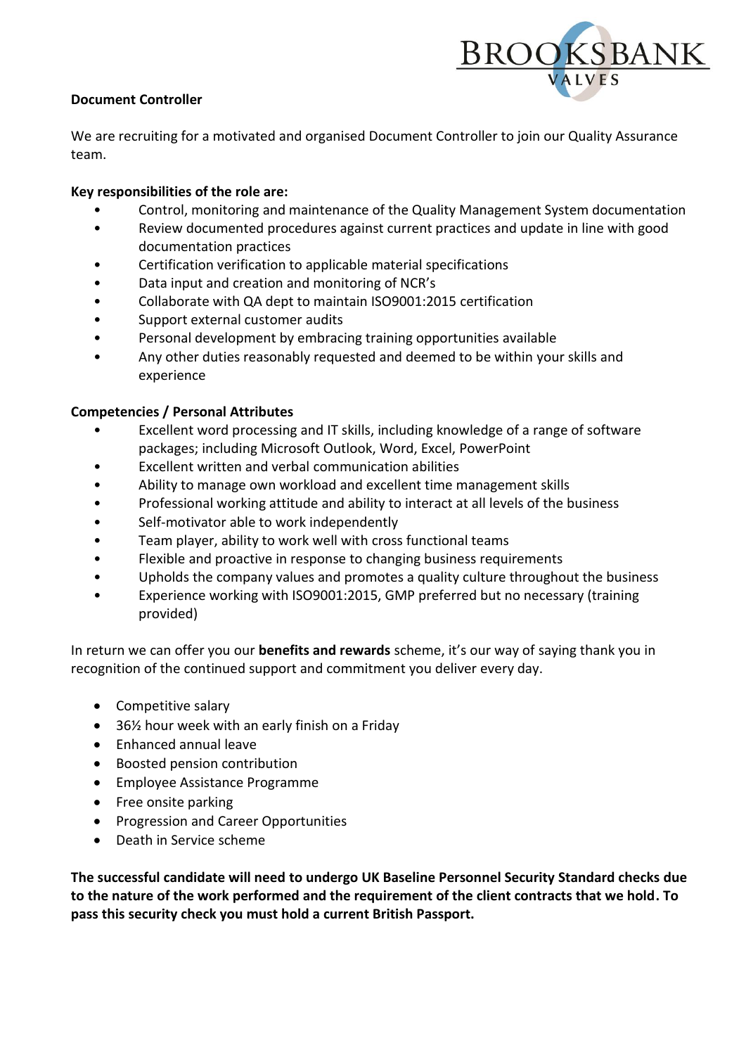BROOKSBANK VALVES

**Document Controller**

We are recruiting for a motivated and organised Document Controller to join our Quality Assurance team.

**Key responsibilities of the role are:**

- Control, monitoring and maintenance of the Quality Management System documentation
- Review documented procedures against current practices and update in line with good documentation practices
- Certification verification to applicable material specifications
- Data input and creation and monitoring of NCR's
- Collaborate with QA dept to maintain ISO9001:2015 certification
- Support external customer audits
- Personal development by embracing training opportunities available
- Any other duties reasonably requested and deemed to be within your skills and experience

**Competencies / Personal Attributes**

- Excellent word processing and IT skills, including knowledge of a range of software packages; including Microsoft Outlook, Word, Excel, PowerPoint
- Excellent written and verbal communication abilities
- Ability to manage own workload and excellent time management skills
- Professional working attitude and ability to interact at all levels of the business
- Self-motivator able to work independently
- Team player, ability to work well with cross functional teams
- Flexible and proactive in response to changing business requirements
- Upholds the company values and promotes a quality culture throughout the business
- Experience working with ISO9001:2015, GMP preferred but no necessary (training provided)

In return we can offer you our **benefits and rewards** scheme, it's our way of saying thank you in recognition of the continued support and commitment you deliver every day.

- Competitive salary
- 36½ hour week with an early finish on a Friday
- Enhanced annual leave
- Boosted pension contribution
- Employee Assistance Programme
- Free onsite parking
- Progression and Career Opportunities
- Death in Service scheme

**The successful candidate will need to undergo UK Baseline Personnel Security Standard checks due to the nature of the work performed and the requirement of the client contracts that we hold. To pass this security check you must hold a current British Passport.**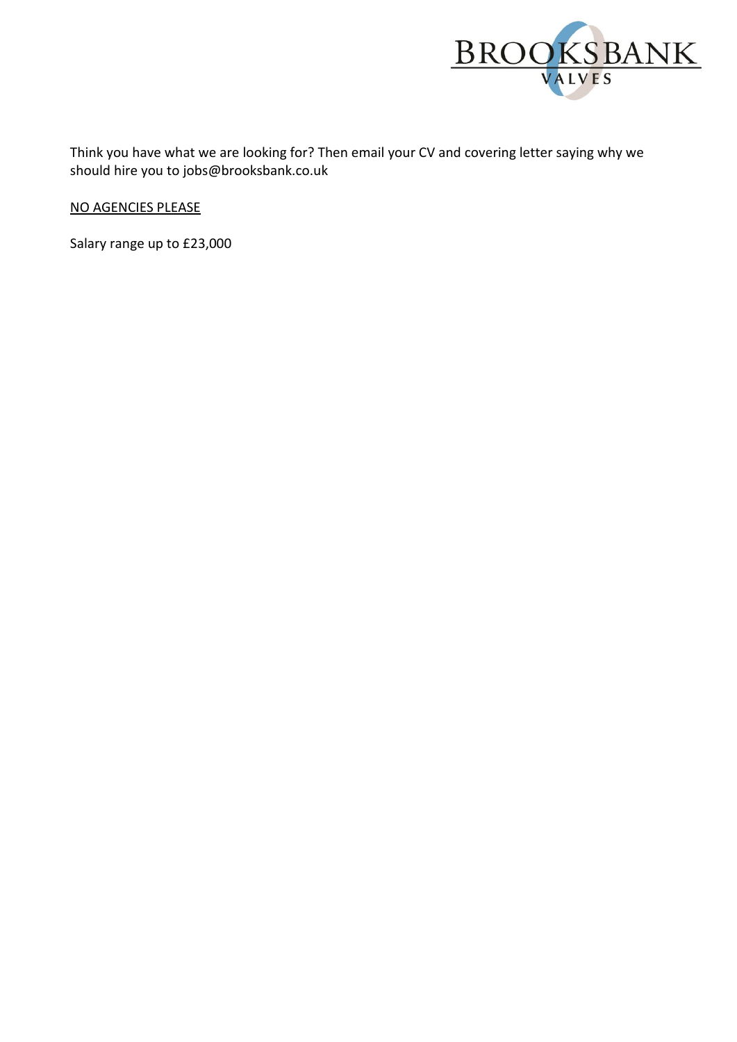Think you have what we are looking for? Then email your CV and covering letter saying why we should hire you to jobs@brooksbank.co.uk

NO AGENCIES PLEASE

Salary range up to £23,000